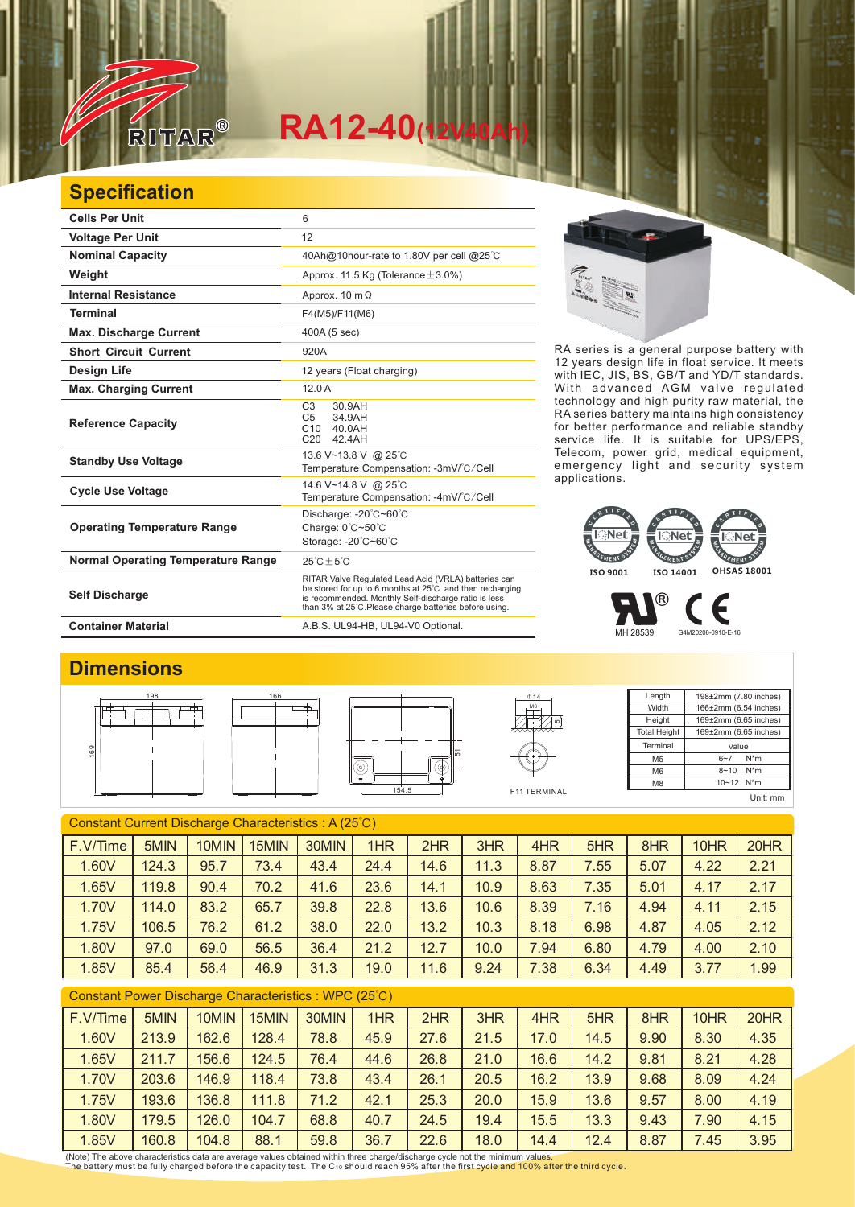# RA12-40(12V40Ah)

## Specification

| Cells Per Unit | 6 |
|---|---|
| Voltage Per Unit | 12 |
| Nominal Capacity | 40Ah@10hour-rate to 1.80V per cell @25℃ |
| Weight | Approx. 11.5 Kg (Tolerance±3.0%) |
| Internal Resistance | Approx. 10 mΩ |
| Terminal | F4(M5)/F11(M6) |
| Max. Discharge Current | 400A (5 sec) |
| Short Circuit Current | 920A |
| Design Life | 12 years (Float charging) |
| Max. Charging Current | 12.0 A |
| Reference Capacity | C3 30.9AH<br>C5 34.9AH<br>C10 40.0AH<br>C20 42.4AH |
| Standby Use Voltage | 13.6 V~13.8 V @ 25℃<br>Temperature Compensation: -3mV/℃/Cell |
| Cycle Use Voltage | 14.6 V~14.8 V @ 25℃<br>Temperature Compensation: -4mV/℃/Cell |
| Operating Temperature Range | Discharge: -20℃~60℃<br>Charge: 0℃~50℃<br>Storage: -20℃~60℃ |
| Normal Operating Temperature Range | 25℃±5℃ |
| Self Discharge | RITAR Valve Regulated Lead Acid (VRLA) batteries can be stored for up to 6 months at 25℃ and then recharging is recommended. Monthly Self-discharge ratio is less than 3% at 25℃.Please charge batteries before using. |
| Container Material | A.B.S. UL94-HB, UL94-V0 Optional. |

RA series is a general purpose battery with 12 years design life in float service. It meets with IEC, JIS, BS, GB/T and YD/T standards. With advanced AGM valve regulated technology and high purity raw material, the RA series battery maintains high consistency for better performance and reliable standby service life. It is suitable for UPS/EPS, Telecom, power grid, medical equipment, emergency light and security system applications.

ISO 9001 ISO 14001 OHSAS 18001

MH 28539 G4M20206-0910-E-16

## Dimensions

F11 TERMINAL

| Length | 198±2mm (7.80 inches) |
|---|---|
| Width | 166±2mm (6.54 inches) |
| Height | 169±2mm (6.65 inches) |
| Total Height | 169±2mm (6.65 inches) |

| Terminal | Value |
|---|---|
| M5 | 6~7 N*m |
| M6 | 8~10 N*m |
| M8 | 10~12 N*m |

Unit: mm

**Constant Current Discharge Characteristics : A (25℃)**

| F.V/Time | 5MIN | 10MIN | 15MIN | 30MIN | 1HR | 2HR | 3HR | 4HR | 5HR | 8HR | 10HR | 20HR |
|---|---|---|---|---|---|---|---|---|---|---|---|---|
| 1.60V | 124.3 | 95.7 | 73.4 | 43.4 | 24.4 | 14.6 | 11.3 | 8.87 | 7.55 | 5.07 | 4.22 | 2.21 |
| 1.65V | 119.8 | 90.4 | 70.2 | 41.6 | 23.6 | 14.1 | 10.9 | 8.63 | 7.35 | 5.01 | 4.17 | 2.17 |
| 1.70V | 114.0 | 83.2 | 65.7 | 39.8 | 22.8 | 13.6 | 10.6 | 8.39 | 7.16 | 4.94 | 4.11 | 2.15 |
| 1.75V | 106.5 | 76.2 | 61.2 | 38.0 | 22.0 | 13.2 | 10.3 | 8.18 | 6.98 | 4.87 | 4.05 | 2.12 |
| 1.80V | 97.0 | 69.0 | 56.5 | 36.4 | 21.2 | 12.7 | 10.0 | 7.94 | 6.80 | 4.79 | 4.00 | 2.10 |
| 1.85V | 85.4 | 56.4 | 46.9 | 31.3 | 19.0 | 11.6 | 9.24 | 7.38 | 6.34 | 4.49 | 3.77 | 1.99 |

**Constant Power Discharge Characteristics : WPC (25℃)**

| F.V/Time | 5MIN | 10MIN | 15MIN | 30MIN | 1HR | 2HR | 3HR | 4HR | 5HR | 8HR | 10HR | 20HR |
|---|---|---|---|---|---|---|---|---|---|---|---|---|
| 1.60V | 213.9 | 162.6 | 128.4 | 78.8 | 45.9 | 27.6 | 21.5 | 17.0 | 14.5 | 9.90 | 8.30 | 4.35 |
| 1.65V | 211.7 | 156.6 | 124.5 | 76.4 | 44.6 | 26.8 | 21.0 | 16.6 | 14.2 | 9.81 | 8.21 | 4.28 |
| 1.70V | 203.6 | 146.9 | 118.4 | 73.8 | 43.4 | 26.1 | 20.5 | 16.2 | 13.9 | 9.68 | 8.09 | 4.24 |
| 1.75V | 193.6 | 136.8 | 111.8 | 71.2 | 42.1 | 25.3 | 20.0 | 15.9 | 13.6 | 9.57 | 8.00 | 4.19 |
| 1.80V | 179.5 | 126.0 | 104.7 | 68.8 | 40.7 | 24.5 | 19.4 | 15.5 | 13.3 | 9.43 | 7.90 | 4.15 |
| 1.85V | 160.8 | 104.8 | 88.1 | 59.8 | 36.7 | 22.6 | 18.0 | 14.4 | 12.4 | 8.87 | 7.45 | 3.95 |

(Note) The above characteristics data are average values obtained within three charge/discharge cycle not the minimum values.
The battery must be fully charged before the capacity test. The $C_{10}$ should reach 95% after the first cycle and 100% after the third cycle.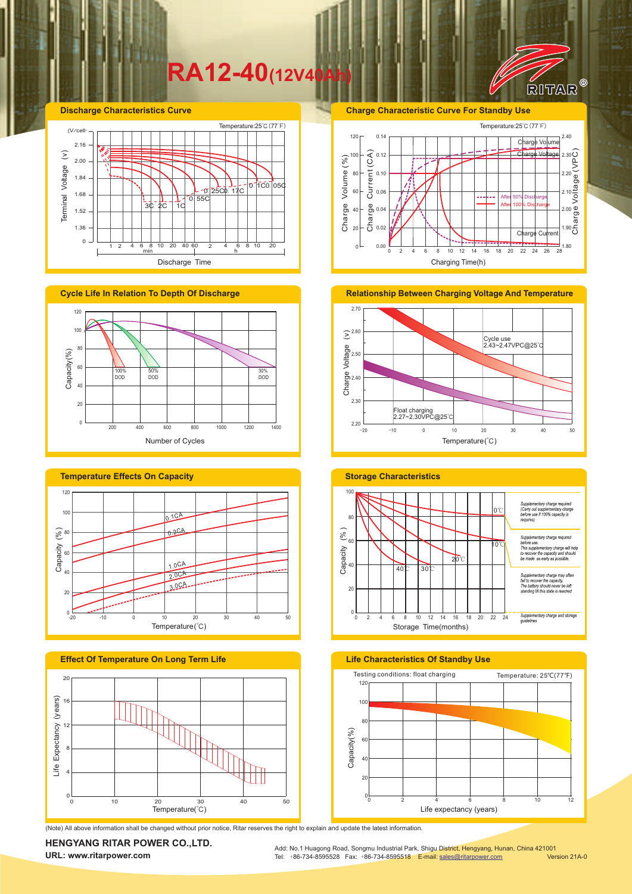# RA12-40(12V40Ah)

RITAR®

## Discharge Characteristics Curve

Temperature:25℃ (77℉)

(V/cell)

Terminal Voltage (v)

2.16
2.00
1.84
1.68
1.52
1.36
0

3C 2C 1C 0.55C 0.25C 0.17C 0.1C 0.05C

1 2 4 6 8 10 20 40 60 (min) 2 4 6 8 10 20 (h)

Discharge Time

## Charge Characteristic Curve For Standby Use

Temperature:25℃ (77℉)

Charge Volume (%)
Charge Current (CA)
Charge Voltage (VPC)

Charge Volume
Charge Voltage
Charge Current

After 50% Discharge
After 100% Discharge

0 2 4 6 8 10 12 14 16 18 20 22 24 26 28

Charging Time(h)

## Cycle Life In Relation To Depth Of Discharge

Capacity(%)

100% DOD
50% DOD
30% DOD

200 400 600 800 1000 1200 1400

Number of Cycles

## Relationship Between Charging Voltage And Temperature

Charge Voltage (v)

Cycle use
2.43~2.47VPC@25℃

Float charging
2.27~2.30VPC@25℃

−20 −10 0 10 20 30 40 50

Temperature(℃)

## Temperature Effects On Capacity

Capacity (%)

0.1CA
0.2CA
1.0CA
2.0CA
3.0CA

-20 -10 0 10 20 30 40 50

Temperature(℃)

## Storage Characteristics

Capacity (%)

0℃
10℃
20℃
30℃
40℃

Supplementary charge required (Carry out supplementary charge before use if 100% capacity is requires)

Supplementary charge required before use. This supplementary charge will help to recover the capacity and should be made as early as possible.

Supplementary charge may often fail to recover the capacity. The battery should never be left standing till this state is reached

Supplementary charge and storage guidelines

0 2 4 6 8 10 12 14 16 18 20 22 24

Storage Time(months)

## Effect Of Temperature On Long Term Life

Life Expectancy (years)

0 10 20 30 40 50

Temperature(℃)

## Life Characteristics Of Standby Use

Testing conditions: float charging

Temperature: 25℃(77℉)

Capacity(%)

0 2 4 6 8 10 12

Life expectancy (years)

(Note) All above information shall be changed without prior notice, Ritar reserves the right to explain and update the latest information.

**HENGYANG RITAR POWER CO.,LTD.**

**URL: www.ritarpower.com**

Add: No.1 Huagong Road, Songmu Industrial Park, Shigu District, Hengyang, Hunan, China 421001

Tel: +86-734-8595528 Fax: +86-734-8595518 E-mail: sales@ritarpower.com

Version 21A-0